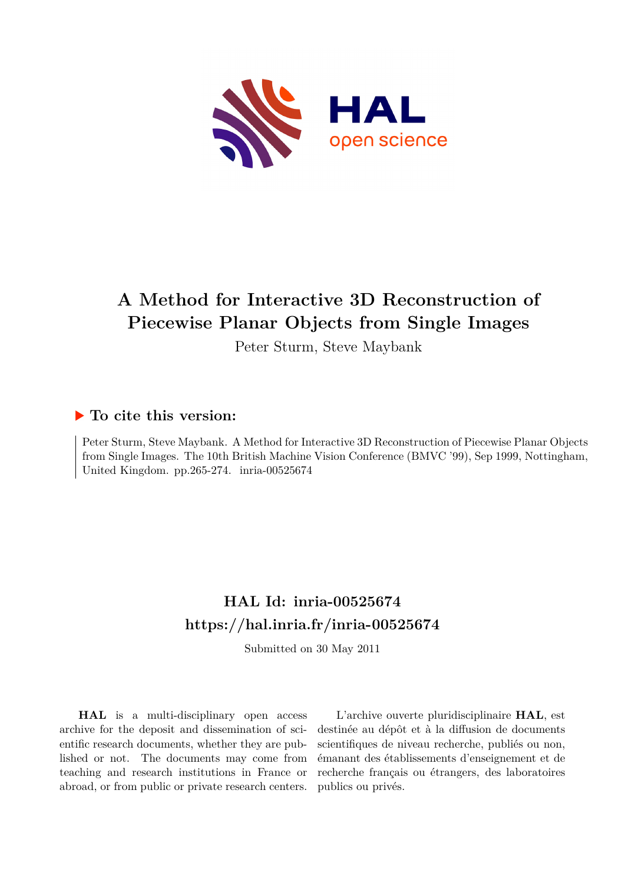# A Method for Interactive 3D Reconstruction of Piecewise Planar Objects from Single Images

Peter Sturm, Steve Maybank

## ▶ To cite this version:

Peter Sturm, Steve Maybank. A Method for Interactive 3D Reconstruction of Piecewise Planar Objects from Single Images. The 10th British Machine Vision Conference (BMVC '99), Sep 1999, Nottingham, United Kingdom. pp.265-274. inria-00525674

## HAL Id: inria-00525674
## https://hal.inria.fr/inria-00525674

Submitted on 30 May 2011

**HAL** is a multi-disciplinary open access archive for the deposit and dissemination of scientific research documents, whether they are published or not. The documents may come from teaching and research institutions in France or abroad, or from public or private research centers.

L'archive ouverte pluridisciplinaire **HAL**, est destinée au dépôt et à la diffusion de documents scientifiques de niveau recherche, publiés ou non, émanant des établissements d'enseignement et de recherche français ou étrangers, des laboratoires publics ou privés.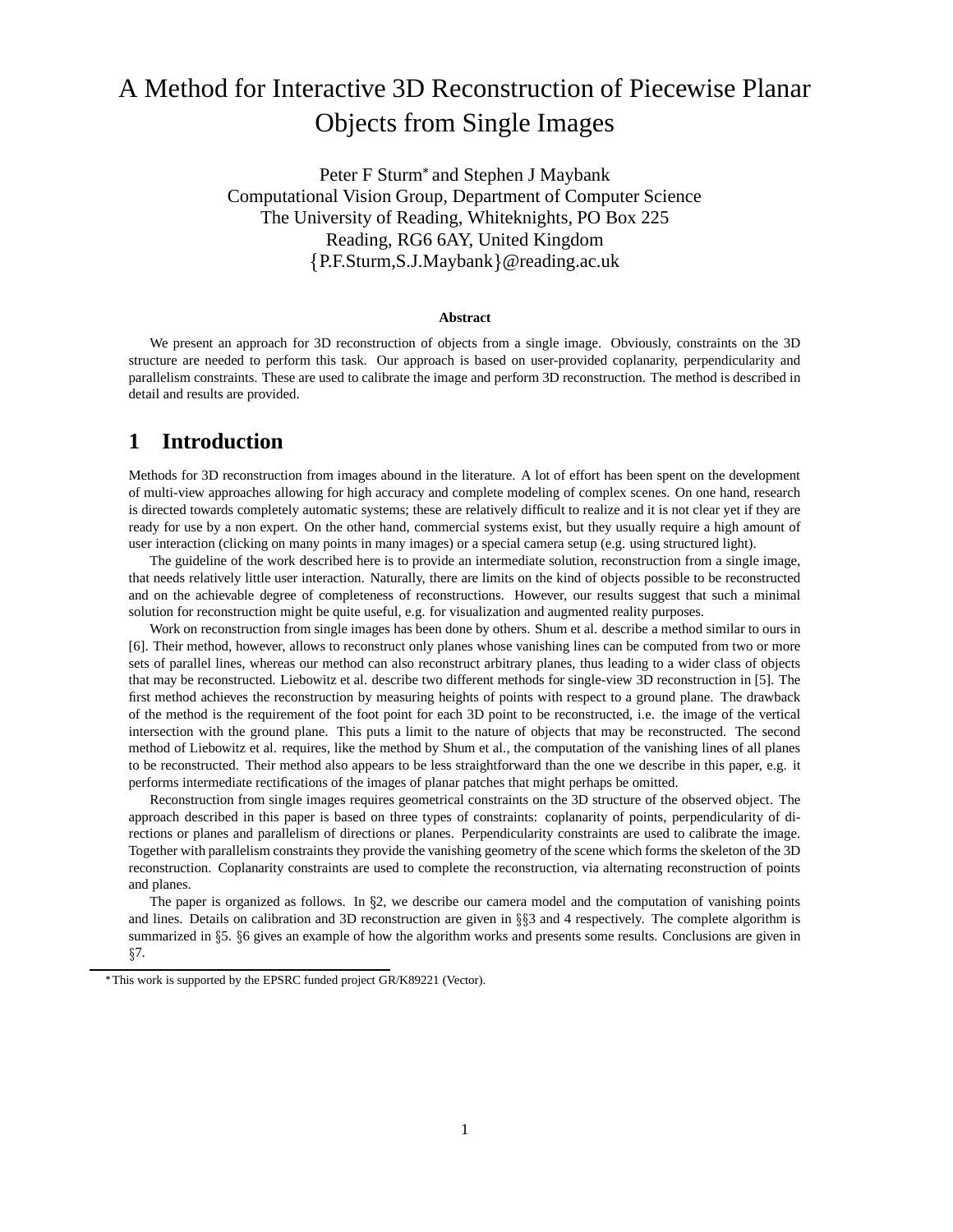# A Method for Interactive 3D Reconstruction of Piecewise Planar Objects from Single Images

Peter F Sturm* and Stephen J Maybank
Computational Vision Group, Department of Computer Science
The University of Reading, Whiteknights, PO Box 225
Reading, RG6 6AY, United Kingdom
{P.F.Sturm,S.J.Maybank}@reading.ac.uk

**Abstract**

We present an approach for 3D reconstruction of objects from a single image. Obviously, constraints on the 3D structure are needed to perform this task. Our approach is based on user-provided coplanarity, perpendicularity and parallelism constraints. These are used to calibrate the image and perform 3D reconstruction. The method is described in detail and results are provided.

## 1 Introduction

Methods for 3D reconstruction from images abound in the literature. A lot of effort has been spent on the development of multi-view approaches allowing for high accuracy and complete modeling of complex scenes. On one hand, research is directed towards completely automatic systems; these are relatively difficult to realize and it is not clear yet if they are ready for use by a non expert. On the other hand, commercial systems exist, but they usually require a high amount of user interaction (clicking on many points in many images) or a special camera setup (e.g. using structured light).

The guideline of the work described here is to provide an intermediate solution, reconstruction from a single image, that needs relatively little user interaction. Naturally, there are limits on the kind of objects possible to be reconstructed and on the achievable degree of completeness of reconstructions. However, our results suggest that such a minimal solution for reconstruction might be quite useful, e.g. for visualization and augmented reality purposes.

Work on reconstruction from single images has been done by others. Shum et al. describe a method similar to ours in [6]. Their method, however, allows to reconstruct only planes whose vanishing lines can be computed from two or more sets of parallel lines, whereas our method can also reconstruct arbitrary planes, thus leading to a wider class of objects that may be reconstructed. Liebowitz et al. describe two different methods for single-view 3D reconstruction in [5]. The first method achieves the reconstruction by measuring heights of points with respect to a ground plane. The drawback of the method is the requirement of the foot point for each 3D point to be reconstructed, i.e. the image of the vertical intersection with the ground plane. This puts a limit to the nature of objects that may be reconstructed. The second method of Liebowitz et al. requires, like the method by Shum et al., the computation of the vanishing lines of all planes to be reconstructed. Their method also appears to be less straightforward than the one we describe in this paper, e.g. it performs intermediate rectifications of the images of planar patches that might perhaps be omitted.

Reconstruction from single images requires geometrical constraints on the 3D structure of the observed object. The approach described in this paper is based on three types of constraints: coplanarity of points, perpendicularity of directions or planes and parallelism of directions or planes. Perpendicularity constraints are used to calibrate the image. Together with parallelism constraints they provide the vanishing geometry of the scene which forms the skeleton of the 3D reconstruction. Coplanarity constraints are used to complete the reconstruction, via alternating reconstruction of points and planes.

The paper is organized as follows. In §2, we describe our camera model and the computation of vanishing points and lines. Details on calibration and 3D reconstruction are given in §§3 and 4 respectively. The complete algorithm is summarized in §5. §6 gives an example of how the algorithm works and presents some results. Conclusions are given in §7.

*This work is supported by the EPSRC funded project GR/K89221 (Vector).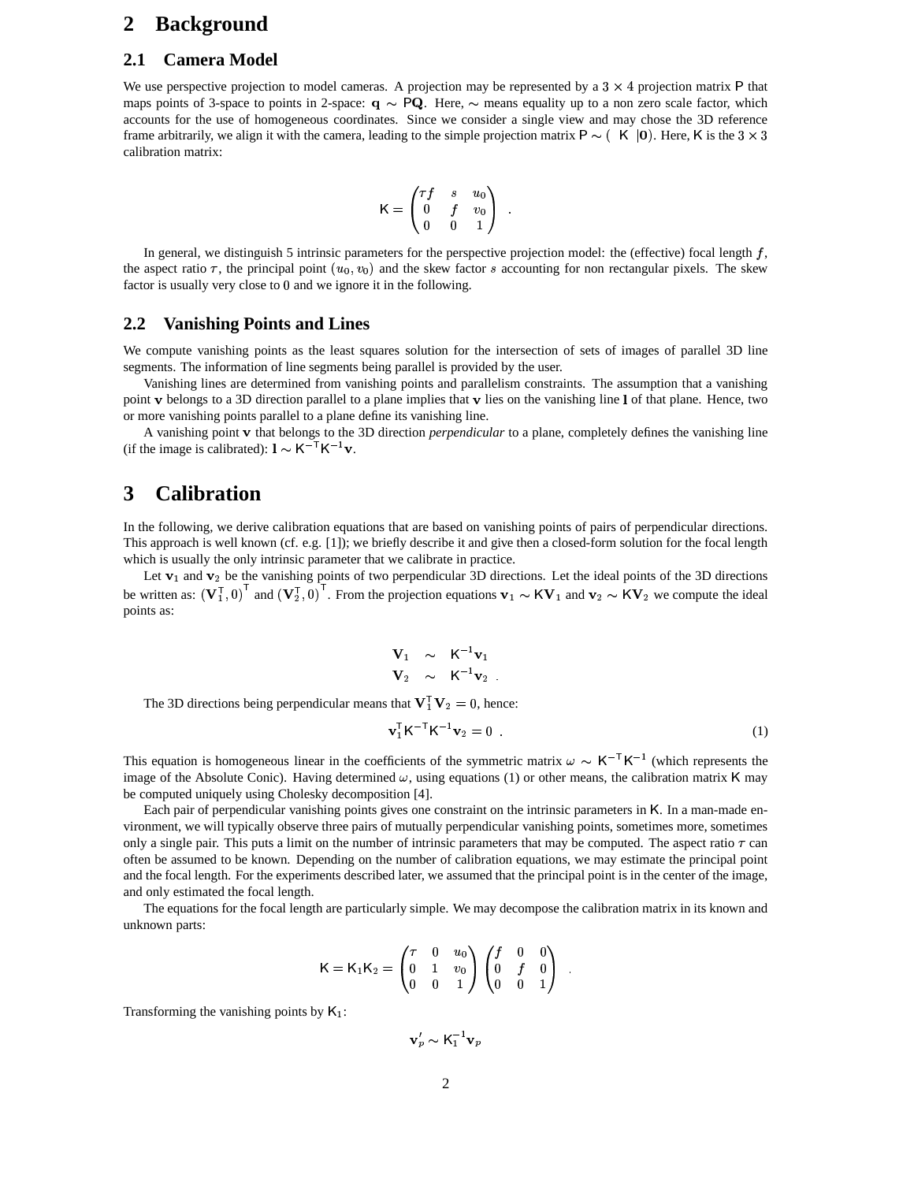## 2 Background

### 2.1 Camera Model

We use perspective projection to model cameras. A projection may be represented by a $3 \times 4$ projection matrix $\mathsf{P}$ that maps points of 3-space to points in 2-space: $\mathbf{q} \sim \mathsf{P}\mathbf{Q}$. Here, $\sim$ means equality up to a non zero scale factor, which accounts for the use of homogeneous coordinates. Since we consider a single view and may chose the 3D reference frame arbitrarily, we align it with the camera, leading to the simple projection matrix $\mathsf{P} \sim (\ \mathsf{K}\ |\mathbf{0})$. Here, $\mathsf{K}$ is the $3 \times 3$ calibration matrix:

$$\mathsf{K} = \begin{pmatrix} \tau f & s & u_0 \\ 0 & f & v_0 \\ 0 & 0 & 1 \end{pmatrix} \ .$$

In general, we distinguish 5 intrinsic parameters for the perspective projection model: the (effective) focal length $f$, the aspect ratio $\tau$, the principal point $(u_0, v_0)$ and the skew factor $s$ accounting for non rectangular pixels. The skew factor is usually very close to $0$ and we ignore it in the following.

### 2.2 Vanishing Points and Lines

We compute vanishing points as the least squares solution for the intersection of sets of images of parallel 3D line segments. The information of line segments being parallel is provided by the user.

Vanishing lines are determined from vanishing points and parallelism constraints. The assumption that a vanishing point $\mathbf{v}$ belongs to a 3D direction parallel to a plane implies that $\mathbf{v}$ lies on the vanishing line $\mathbf{l}$ of that plane. Hence, two or more vanishing points parallel to a plane define its vanishing line.

A vanishing point $\mathbf{v}$ that belongs to the 3D direction *perpendicular* to a plane, completely defines the vanishing line (if the image is calibrated): $\mathbf{l} \sim \mathsf{K}^{-\mathsf{T}}\mathsf{K}^{-1}\mathbf{v}$.

## 3 Calibration

In the following, we derive calibration equations that are based on vanishing points of pairs of perpendicular directions. This approach is well known (cf. e.g. [1]); we briefly describe it and give then a closed-form solution for the focal length which is usually the only intrinsic parameter that we calibrate in practice.

Let $\mathbf{v}_1$ and $\mathbf{v}_2$ be the vanishing points of two perpendicular 3D directions. Let the ideal points of the 3D directions be written as: $(\mathbf{V}_1^{\mathsf{T}}, 0)^{\mathsf{T}}$ and $(\mathbf{V}_2^{\mathsf{T}}, 0)^{\mathsf{T}}$. From the projection equations $\mathbf{v}_1 \sim \mathsf{K}\mathbf{V}_1$ and $\mathbf{v}_2 \sim \mathsf{K}\mathbf{V}_2$ we compute the ideal points as:

$$\begin{aligned} \mathbf{V}_1 &\sim \mathsf{K}^{-1}\mathbf{v}_1 \\ \mathbf{V}_2 &\sim \mathsf{K}^{-1}\mathbf{v}_2 \ . \end{aligned}$$

The 3D directions being perpendicular means that $\mathbf{V}_1^{\mathsf{T}}\mathbf{V}_2 = 0$, hence:

$$\mathbf{v}_1^{\mathsf{T}}\mathsf{K}^{-\mathsf{T}}\mathsf{K}^{-1}\mathbf{v}_2 = 0 \ . \tag{1}$$

This equation is homogeneous linear in the coefficients of the symmetric matrix $\omega \sim \mathsf{K}^{-\mathsf{T}}\mathsf{K}^{-1}$ (which represents the image of the Absolute Conic). Having determined $\omega$, using equations (1) or other means, the calibration matrix $\mathsf{K}$ may be computed uniquely using Cholesky decomposition [4].

Each pair of perpendicular vanishing points gives one constraint on the intrinsic parameters in $\mathsf{K}$. In a man-made environment, we will typically observe three pairs of mutually perpendicular vanishing points, sometimes more, sometimes only a single pair. This puts a limit on the number of intrinsic parameters that may be computed. The aspect ratio $\tau$ can often be assumed to be known. Depending on the number of calibration equations, we may estimate the principal point and the focal length. For the experiments described later, we assumed that the principal point is in the center of the image, and only estimated the focal length.

The equations for the focal length are particularly simple. We may decompose the calibration matrix in its known and unknown parts:

$$\mathsf{K} = \mathsf{K}_1\mathsf{K}_2 = \begin{pmatrix} \tau & 0 & u_0 \\ 0 & 1 & v_0 \\ 0 & 0 & 1 \end{pmatrix} \begin{pmatrix} f & 0 & 0 \\ 0 & f & 0 \\ 0 & 0 & 1 \end{pmatrix} \ .$$

Transforming the vanishing points by $\mathsf{K}_1$:

$$\mathbf{v}'_p \sim \mathsf{K}_1^{-1}\mathbf{v}_p$$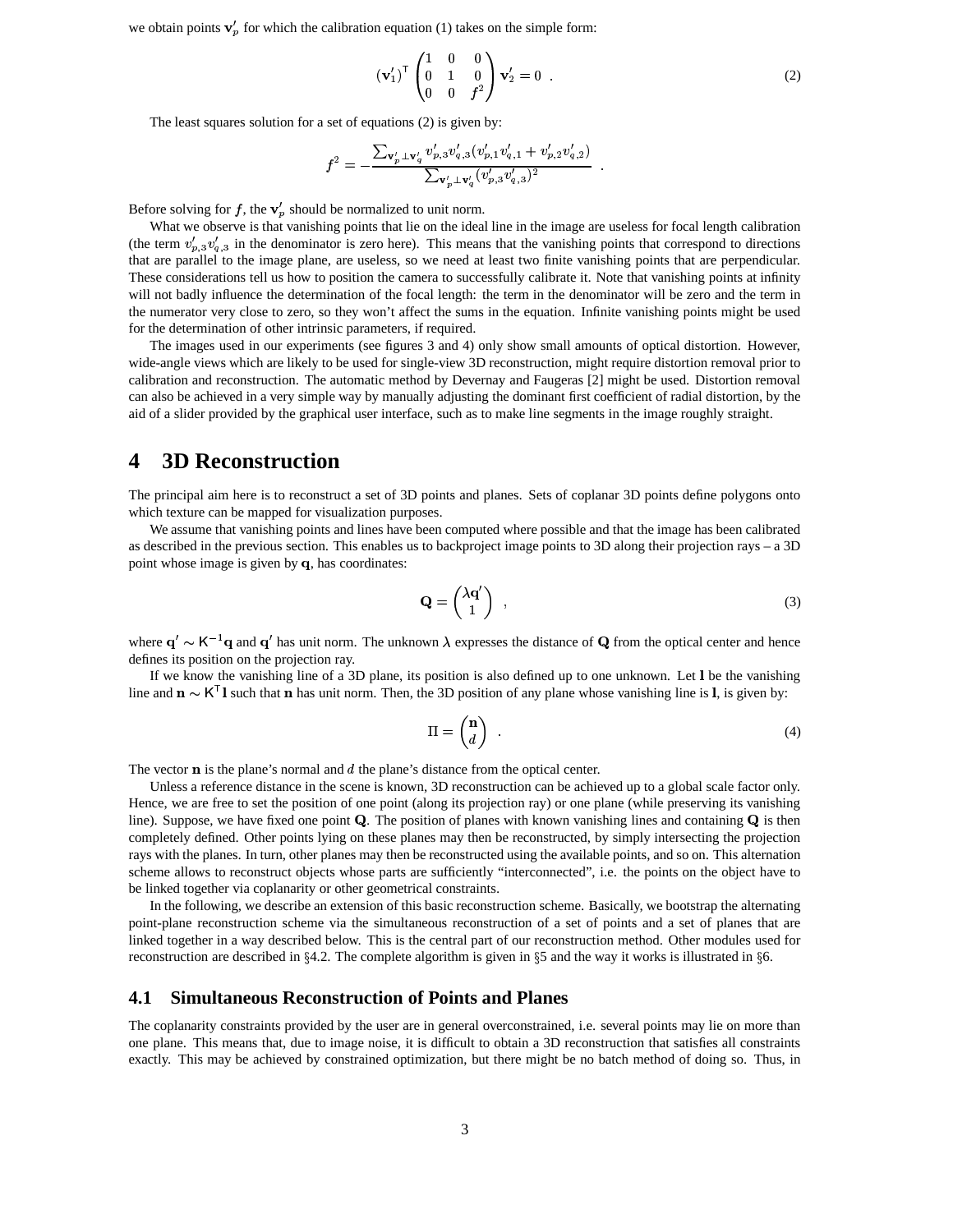we obtain points $\mathbf{v}'_p$ for which the calibration equation (1) takes on the simple form:

$$(\mathbf{v}'_1)^\mathsf{T} \begin{pmatrix} 1 & 0 & 0 \\ 0 & 1 & 0 \\ 0 & 0 & f^2 \end{pmatrix} \mathbf{v}'_2 = 0 \ . \tag{2}$$

The least squares solution for a set of equations (2) is given by:

$$f^2 = -\frac{\sum_{\mathbf{v}'_p \perp \mathbf{v}'_q} v'_{p,3} v'_{q,3} (v'_{p,1} v'_{q,1} + v'_{p,2} v'_{q,2})}{\sum_{\mathbf{v}'_p \perp \mathbf{v}'_q} (v'_{p,3} v'_{q,3})^2} \ .$$

Before solving for $f$, the $\mathbf{v}'_p$ should be normalized to unit norm.

What we observe is that vanishing points that lie on the ideal line in the image are useless for focal length calibration (the term $v'_{p,3} v'_{q,3}$ in the denominator is zero here). This means that the vanishing points that correspond to directions that are parallel to the image plane, are useless, so we need at least two finite vanishing points that are perpendicular. These considerations tell us how to position the camera to successfully calibrate it. Note that vanishing points at infinity will not badly influence the determination of the focal length: the term in the denominator will be zero and the term in the numerator very close to zero, so they won't affect the sums in the equation. Infinite vanishing points might be used for the determination of other intrinsic parameters, if required.

The images used in our experiments (see figures 3 and 4) only show small amounts of optical distortion. However, wide-angle views which are likely to be used for single-view 3D reconstruction, might require distortion removal prior to calibration and reconstruction. The automatic method by Devernay and Faugeras [2] might be used. Distortion removal can also be achieved in a very simple way by manually adjusting the dominant first coefficient of radial distortion, by the aid of a slider provided by the graphical user interface, such as to make line segments in the image roughly straight.

# 4 3D Reconstruction

The principal aim here is to reconstruct a set of 3D points and planes. Sets of coplanar 3D points define polygons onto which texture can be mapped for visualization purposes.

We assume that vanishing points and lines have been computed where possible and that the image has been calibrated as described in the previous section. This enables us to backproject image points to 3D along their projection rays – a 3D point whose image is given by $\mathbf{q}$, has coordinates:

$$\mathbf{Q} = \begin{pmatrix} \lambda \mathbf{q}' \\ 1 \end{pmatrix} \ , \tag{3}$$

where $\mathbf{q}' \sim \mathsf{K}^{-1}\mathbf{q}$ and $\mathbf{q}'$ has unit norm. The unknown $\lambda$ expresses the distance of $\mathbf{Q}$ from the optical center and hence defines its position on the projection ray.

If we know the vanishing line of a 3D plane, its position is also defined up to one unknown. Let $\mathbf{l}$ be the vanishing line and $\mathbf{n} \sim \mathsf{K}^\mathsf{T}\mathbf{l}$ such that $\mathbf{n}$ has unit norm. Then, the 3D position of any plane whose vanishing line is $\mathbf{l}$, is given by:

$$\Pi = \begin{pmatrix} \mathbf{n} \\ d \end{pmatrix} \ . \tag{4}$$

The vector $\mathbf{n}$ is the plane's normal and $d$ the plane's distance from the optical center.

Unless a reference distance in the scene is known, 3D reconstruction can be achieved up to a global scale factor only. Hence, we are free to set the position of one point (along its projection ray) or one plane (while preserving its vanishing line). Suppose, we have fixed one point $\mathbf{Q}$. The position of planes with known vanishing lines and containing $\mathbf{Q}$ is then completely defined. Other points lying on these planes may then be reconstructed, by simply intersecting the projection rays with the planes. In turn, other planes may then be reconstructed using the available points, and so on. This alternation scheme allows to reconstruct objects whose parts are sufficiently "interconnected", i.e. the points on the object have to be linked together via coplanarity or other geometrical constraints.

In the following, we describe an extension of this basic reconstruction scheme. Basically, we bootstrap the alternating point-plane reconstruction scheme via the simultaneous reconstruction of a set of points and a set of planes that are linked together in a way described below. This is the central part of our reconstruction method. Other modules used for reconstruction are described in §4.2. The complete algorithm is given in §5 and the way it works is illustrated in §6.

## 4.1 Simultaneous Reconstruction of Points and Planes

The coplanarity constraints provided by the user are in general overconstrained, i.e. several points may lie on more than one plane. This means that, due to image noise, it is difficult to obtain a 3D reconstruction that satisfies all constraints exactly. This may be achieved by constrained optimization, but there might be no batch method of doing so. Thus, in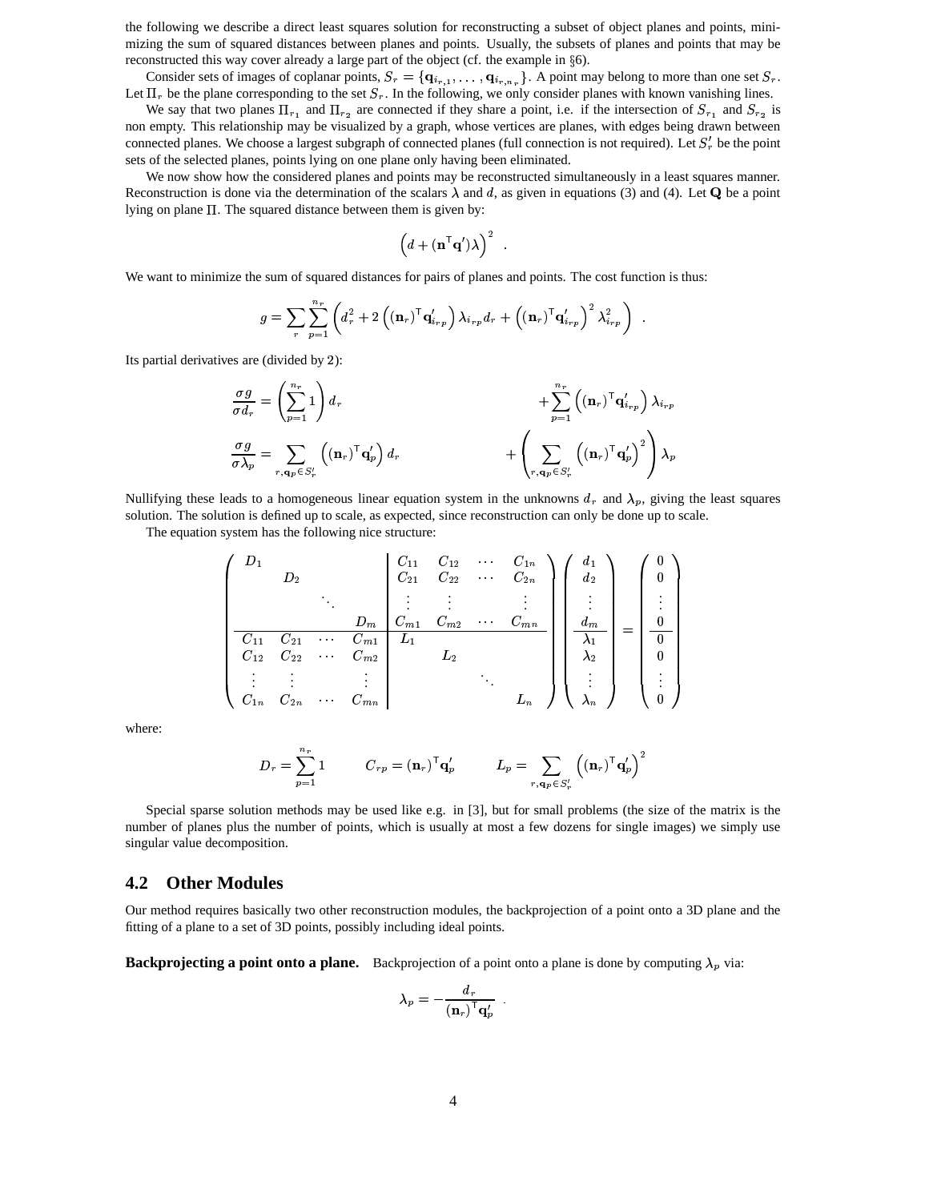the following we describe a direct least squares solution for reconstructing a subset of object planes and points, minimizing the sum of squared distances between planes and points. Usually, the subsets of planes and points that may be reconstructed this way cover already a large part of the object (cf. the example in §6).

Consider sets of images of coplanar points, $S_r = \{\mathbf{q}_{i_{r,1}}, \ldots, \mathbf{q}_{i_{r,n_r}}\}$. A point may belong to more than one set $S_r$. Let $\Pi_r$ be the plane corresponding to the set $S_r$. In the following, we only consider planes with known vanishing lines.

We say that two planes $\Pi_{r_1}$ and $\Pi_{r_2}$ are connected if they share a point, i.e. if the intersection of $S_{r_1}$ and $S_{r_2}$ is non empty. This relationship may be visualized by a graph, whose vertices are planes, with edges being drawn between connected planes. We choose a largest subgraph of connected planes (full connection is not required). Let $S'_r$ be the point sets of the selected planes, points lying on one plane only having been eliminated.

We now show how the considered planes and points may be reconstructed simultaneously in a least squares manner. Reconstruction is done via the determination of the scalars $\lambda$ and $d$, as given in equations (3) and (4). Let $\mathbf{Q}$ be a point lying on plane $\Pi$. The squared distance between them is given by:

$$\left(d + (\mathbf{n}^\mathsf{T}\mathbf{q}')\lambda\right)^2 \quad .$$

We want to minimize the sum of squared distances for pairs of planes and points. The cost function is thus:

$$g = \sum_r \sum_{p=1}^{n_r} \left( d_r^2 + 2\left((\mathbf{n}_r)^\mathsf{T}\mathbf{q}'_{i_{rp}}\right)\lambda_{i_{rp}} d_r + \left((\mathbf{n}_r)^\mathsf{T}\mathbf{q}'_{i_{rp}}\right)^2 \lambda_{i_{rp}}^2 \right) \quad .$$

Its partial derivatives are (divided by 2):

$$\frac{\sigma g}{\sigma d_r} = \left(\sum_{p=1}^{n_r} 1\right) d_r \qquad + \sum_{p=1}^{n_r} \left((\mathbf{n}_r)^\mathsf{T}\mathbf{q}'_{i_{rp}}\right)\lambda_{i_{rp}}$$

$$\frac{\sigma g}{\sigma \lambda_p} = \sum_{r,\mathbf{q}_p \in S'_r} \left((\mathbf{n}_r)^\mathsf{T}\mathbf{q}'_p\right) d_r \qquad + \left(\sum_{r,\mathbf{q}_p \in S'_r} \left((\mathbf{n}_r)^\mathsf{T}\mathbf{q}'_p\right)^2\right)\lambda_p$$

Nullifying these leads to a homogeneous linear equation system in the unknowns $d_r$ and $\lambda_p$, giving the least squares solution. The solution is defined up to scale, as expected, since reconstruction can only be done up to scale.

The equation system has the following nice structure:

$$\left(\begin{array}{cccc|cccc}
D_1 & & & & C_{11} & C_{12} & \cdots & C_{1n} \\
 & D_2 & & & C_{21} & C_{22} & \cdots & C_{2n} \\
 & & \ddots & & \vdots & \vdots & & \vdots \\
 & & & D_m & C_{m1} & C_{m2} & \cdots & C_{mn} \\
\hline
C_{11} & C_{21} & \cdots & C_{m1} & L_1 & & & \\
C_{12} & C_{22} & \cdots & C_{m2} & & L_2 & & \\
\vdots & \vdots & & \vdots & & & \ddots & \\
C_{1n} & C_{2n} & \cdots & C_{mn} & & & & L_n
\end{array}\right)
\left(\begin{array}{c}
d_1 \\ d_2 \\ \vdots \\ d_m \\ \hline \lambda_1 \\ \lambda_2 \\ \vdots \\ \lambda_n
\end{array}\right)
=
\left(\begin{array}{c}
0 \\ 0 \\ \vdots \\ 0 \\ \hline 0 \\ 0 \\ \vdots \\ 0
\end{array}\right)$$

where:

$$D_r = \sum_{p=1}^{n_r} 1 \qquad C_{rp} = (\mathbf{n}_r)^\mathsf{T}\mathbf{q}'_p \qquad L_p = \sum_{r,\mathbf{q}_p \in S'_r} \left((\mathbf{n}_r)^\mathsf{T}\mathbf{q}'_p\right)^2$$

Special sparse solution methods may be used like e.g. in [3], but for small problems (the size of the matrix is the number of planes plus the number of points, which is usually at most a few dozens for single images) we simply use singular value decomposition.

## 4.2 Other Modules

Our method requires basically two other reconstruction modules, the backprojection of a point onto a 3D plane and the fitting of a plane to a set of 3D points, possibly including ideal points.

**Backprojecting a point onto a plane.** Backprojection of a point onto a plane is done by computing $\lambda_p$ via:

$$\lambda_p = -\frac{d_r}{(\mathbf{n}_r)^\mathsf{T}\mathbf{q}'_p} \quad .$$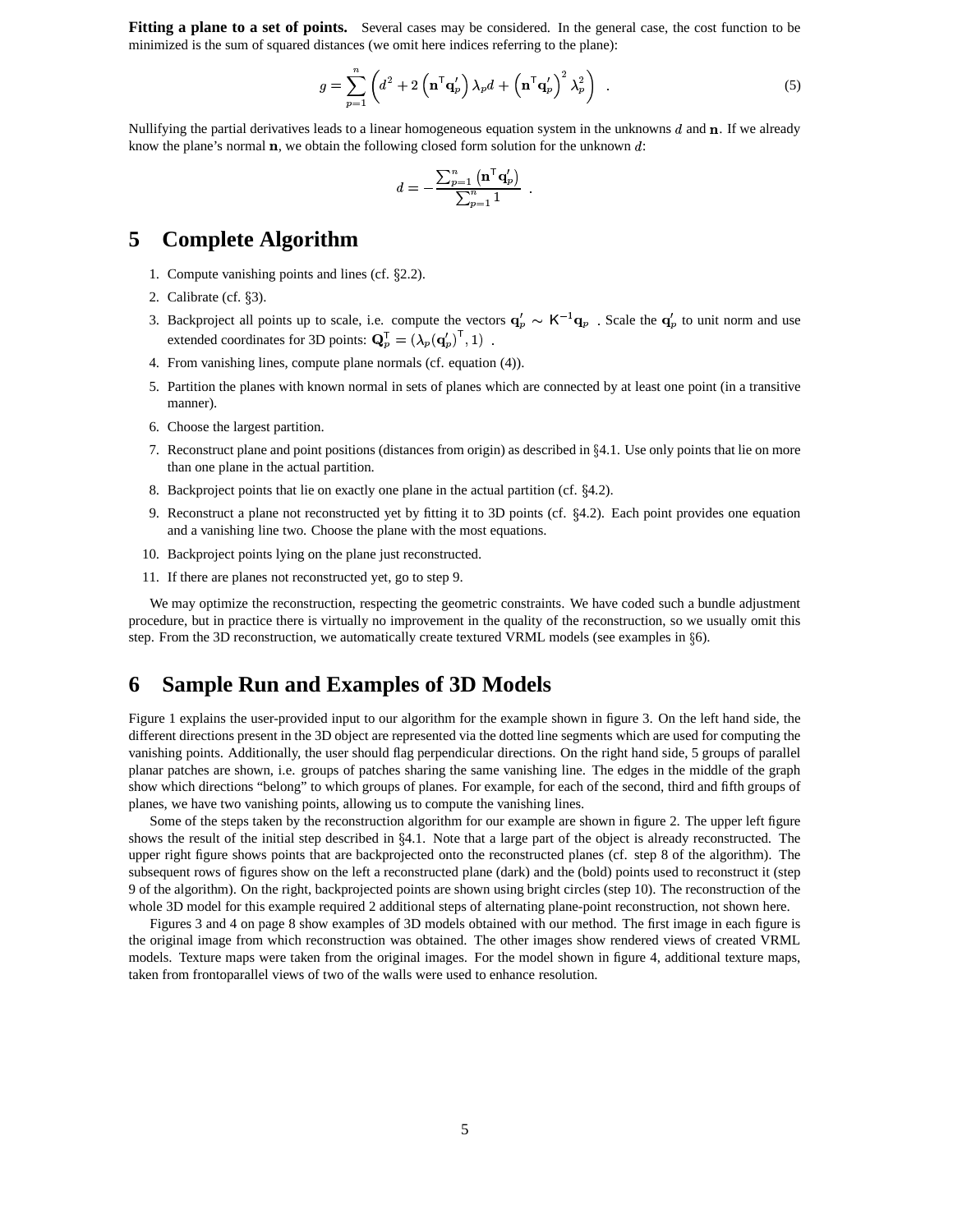**Fitting a plane to a set of points.** Several cases may be considered. In the general case, the cost function to be minimized is the sum of squared distances (we omit here indices referring to the plane):

$$g = \sum_{p=1}^{n} \left( d^2 + 2 \left( \mathbf{n}^\mathsf{T} \mathbf{q}'_p \right) \lambda_p d + \left( \mathbf{n}^\mathsf{T} \mathbf{q}'_p \right)^2 \lambda_p^2 \right) \quad . \tag{5}$$

Nullifying the partial derivatives leads to a linear homogeneous equation system in the unknowns $d$ and $\mathbf{n}$. If we already know the plane's normal $\mathbf{n}$, we obtain the following closed form solution for the unknown $d$:

$$d = -\frac{\sum_{p=1}^{n} \left( \mathbf{n}^\mathsf{T} \mathbf{q}'_p \right)}{\sum_{p=1}^{n} 1} \quad .$$

# 5 Complete Algorithm

1. Compute vanishing points and lines (cf. §2.2).
2. Calibrate (cf. §3).
3. Backproject all points up to scale, i.e. compute the vectors $\mathbf{q}'_p \sim \mathsf{K}^{-1}\mathbf{q}_p$ . Scale the $\mathbf{q}'_p$ to unit norm and use extended coordinates for 3D points: $\mathbf{Q}_p^\mathsf{T} = (\lambda_p (\mathbf{q}'_p)^\mathsf{T}, 1)$ .
4. From vanishing lines, compute plane normals (cf. equation (4)).
5. Partition the planes with known normal in sets of planes which are connected by at least one point (in a transitive manner).
6. Choose the largest partition.
7. Reconstruct plane and point positions (distances from origin) as described in §4.1. Use only points that lie on more than one plane in the actual partition.
8. Backproject points that lie on exactly one plane in the actual partition (cf. §4.2).
9. Reconstruct a plane not reconstructed yet by fitting it to 3D points (cf. §4.2). Each point provides one equation and a vanishing line two. Choose the plane with the most equations.
10. Backproject points lying on the plane just reconstructed.
11. If there are planes not reconstructed yet, go to step 9.

We may optimize the reconstruction, respecting the geometric constraints. We have coded such a bundle adjustment procedure, but in practice there is virtually no improvement in the quality of the reconstruction, so we usually omit this step. From the 3D reconstruction, we automatically create textured VRML models (see examples in §6).

# 6 Sample Run and Examples of 3D Models

Figure 1 explains the user-provided input to our algorithm for the example shown in figure 3. On the left hand side, the different directions present in the 3D object are represented via the dotted line segments which are used for computing the vanishing points. Additionally, the user should flag perpendicular directions. On the right hand side, 5 groups of parallel planar patches are shown, i.e. groups of patches sharing the same vanishing line. The edges in the middle of the graph show which directions "belong" to which groups of planes. For example, for each of the second, third and fifth groups of planes, we have two vanishing points, allowing us to compute the vanishing lines.

Some of the steps taken by the reconstruction algorithm for our example are shown in figure 2. The upper left figure shows the result of the initial step described in §4.1. Note that a large part of the object is already reconstructed. The upper right figure shows points that are backprojected onto the reconstructed planes (cf. step 8 of the algorithm). The subsequent rows of figures show on the left a reconstructed plane (dark) and the (bold) points used to reconstruct it (step 9 of the algorithm). On the right, backprojected points are shown using bright circles (step 10). The reconstruction of the whole 3D model for this example required 2 additional steps of alternating plane-point reconstruction, not shown here.

Figures 3 and 4 on page 8 show examples of 3D models obtained with our method. The first image in each figure is the original image from which reconstruction was obtained. The other images show rendered views of created VRML models. Texture maps were taken from the original images. For the model shown in figure 4, additional texture maps, taken from frontoparallel views of two of the walls were used to enhance resolution.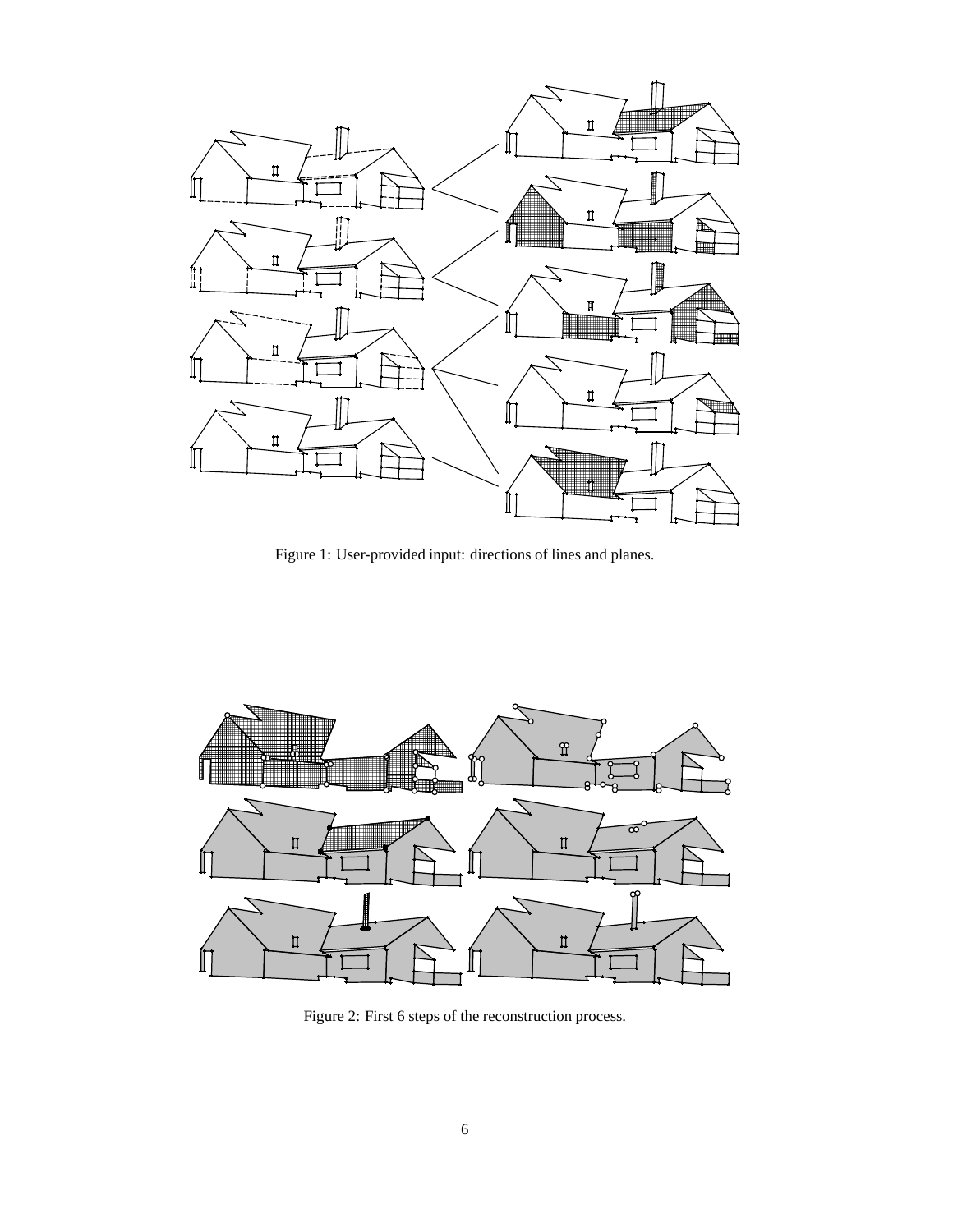Figure 1: User-provided input: directions of lines and planes.

Figure 2: First 6 steps of the reconstruction process.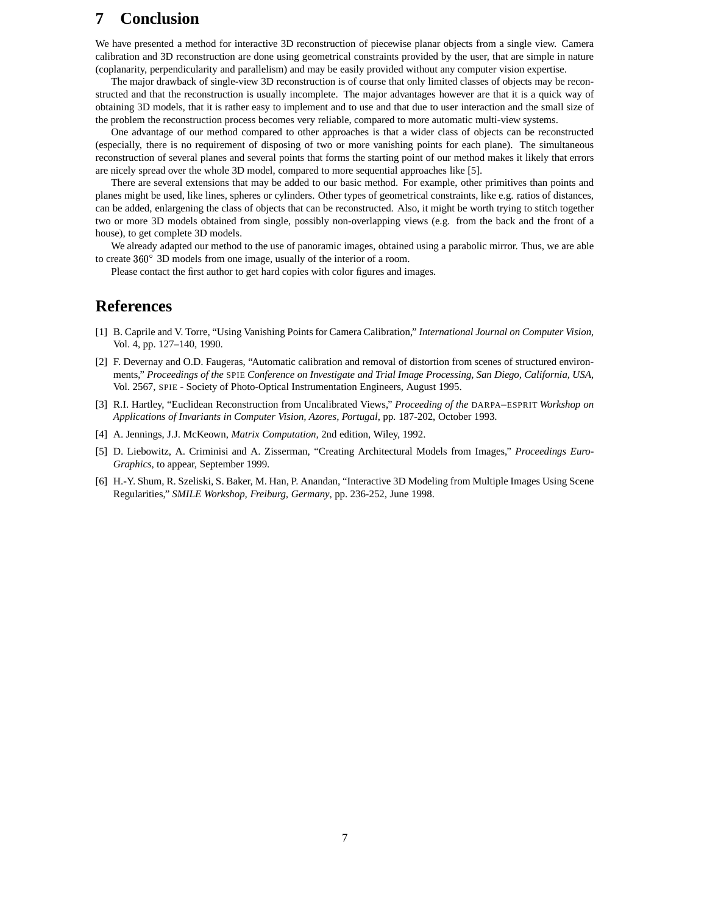# 7 Conclusion

We have presented a method for interactive 3D reconstruction of piecewise planar objects from a single view. Camera calibration and 3D reconstruction are done using geometrical constraints provided by the user, that are simple in nature (coplanarity, perpendicularity and parallelism) and may be easily provided without any computer vision expertise.

The major drawback of single-view 3D reconstruction is of course that only limited classes of objects may be reconstructed and that the reconstruction is usually incomplete. The major advantages however are that it is a quick way of obtaining 3D models, that it is rather easy to implement and to use and that due to user interaction and the small size of the problem the reconstruction process becomes very reliable, compared to more automatic multi-view systems.

One advantage of our method compared to other approaches is that a wider class of objects can be reconstructed (especially, there is no requirement of disposing of two or more vanishing points for each plane). The simultaneous reconstruction of several planes and several points that forms the starting point of our method makes it likely that errors are nicely spread over the whole 3D model, compared to more sequential approaches like [5].

There are several extensions that may be added to our basic method. For example, other primitives than points and planes might be used, like lines, spheres or cylinders. Other types of geometrical constraints, like e.g. ratios of distances, can be added, enlargening the class of objects that can be reconstructed. Also, it might be worth trying to stitch together two or more 3D models obtained from single, possibly non-overlapping views (e.g. from the back and the front of a house), to get complete 3D models.

We already adapted our method to the use of panoramic images, obtained using a parabolic mirror. Thus, we are able to create $360^\circ$ 3D models from one image, usually of the interior of a room.

Please contact the first author to get hard copies with color figures and images.

# References

[1] B. Caprile and V. Torre, "Using Vanishing Points for Camera Calibration," *International Journal on Computer Vision*, Vol. 4, pp. 127–140, 1990.

[2] F. Devernay and O.D. Faugeras, "Automatic calibration and removal of distortion from scenes of structured environments," *Proceedings of the* SPIE *Conference on Investigate and Trial Image Processing, San Diego, California, USA*, Vol. 2567, SPIE - Society of Photo-Optical Instrumentation Engineers, August 1995.

[3] R.I. Hartley, "Euclidean Reconstruction from Uncalibrated Views," *Proceeding of the* DARPA–ESPRIT *Workshop on Applications of Invariants in Computer Vision, Azores, Portugal*, pp. 187-202, October 1993.

[4] A. Jennings, J.J. McKeown, *Matrix Computation,* 2nd edition, Wiley, 1992.

[5] D. Liebowitz, A. Criminisi and A. Zisserman, "Creating Architectural Models from Images," *Proceedings Euro-Graphics,* to appear, September 1999.

[6] H.-Y. Shum, R. Szeliski, S. Baker, M. Han, P. Anandan, "Interactive 3D Modeling from Multiple Images Using Scene Regularities," *SMILE Workshop, Freiburg, Germany*, pp. 236-252, June 1998.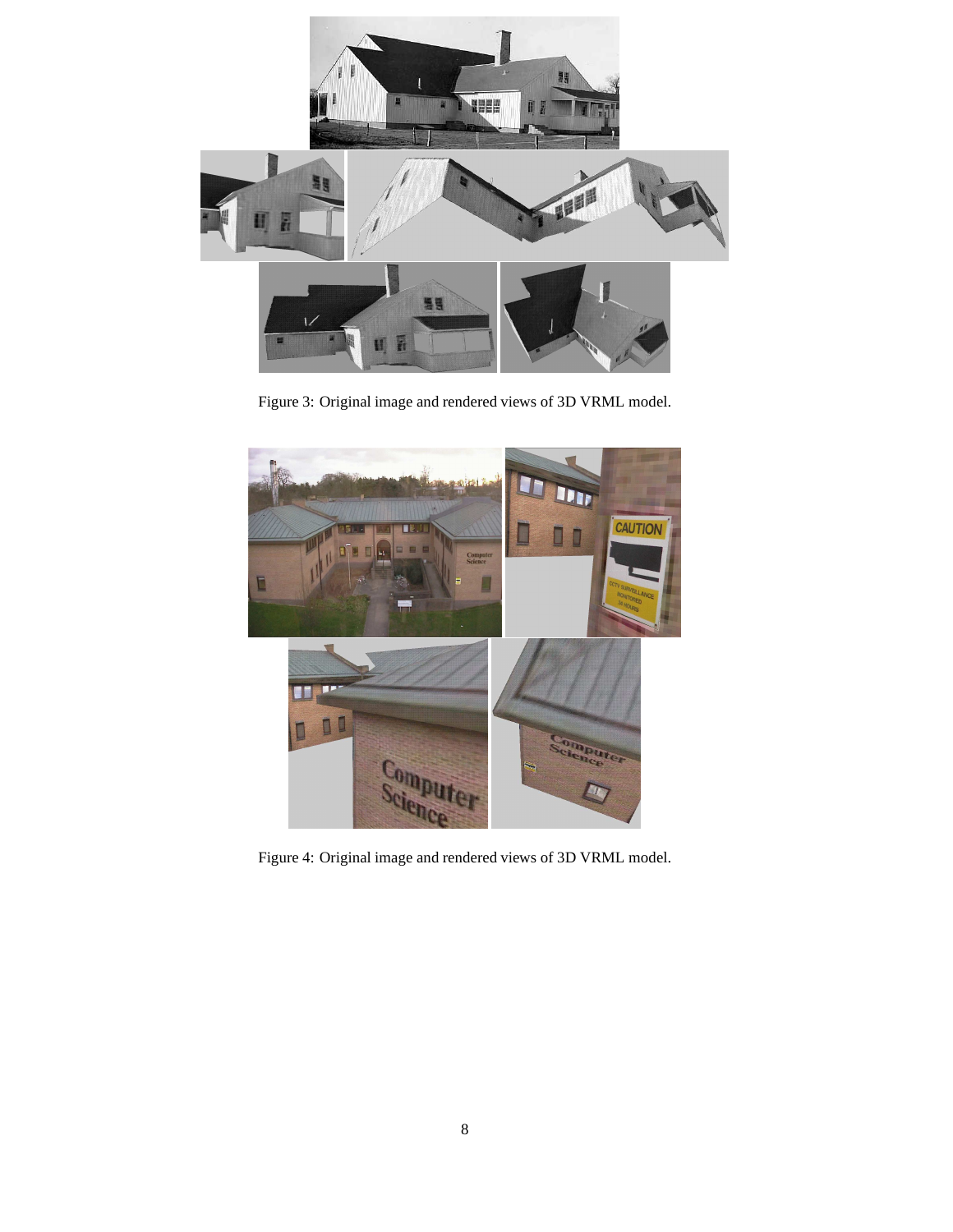Figure 3: Original image and rendered views of 3D VRML model.

Figure 4: Original image and rendered views of 3D VRML model.